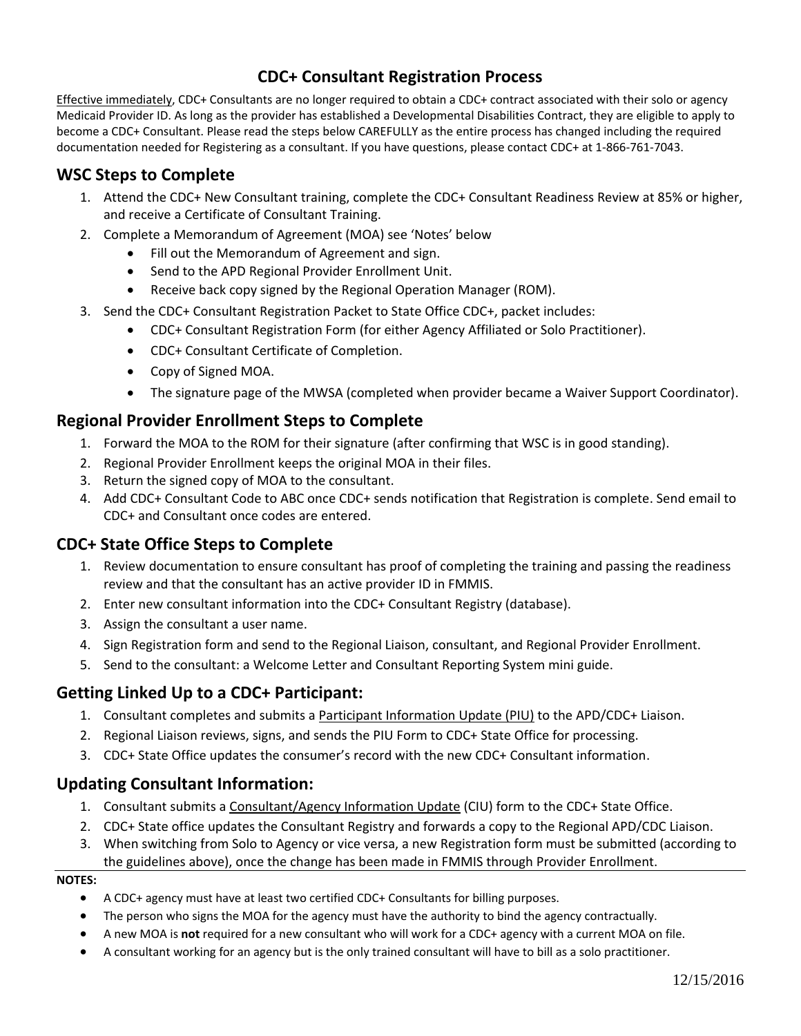# CDC+ Consultant Registration Process

Effective immediately, CDC+ Consultants are no longer required to obtain a CDC+ contract associated with their solo or agency Medicaid Provider ID. As long as the provider has established a Developmental Disabilities Contract, they are eligible to apply to become a CDC+ Consultant. Please read the steps below CAREFULLY as the entire process has changed including the required documentation needed for Registering as a consultant. If you have questions, please contact CDC+ at 1-866-761-7043.

## WSC Steps to Complete

1. Attend the CDC+ New Consultant training, complete the CDC+ Consultant Readiness Review at 85% or higher, and receive a Certificate of Consultant Training.
2. Complete a Memorandum of Agreement (MOA) see 'Notes' below
   - Fill out the Memorandum of Agreement and sign.
   - Send to the APD Regional Provider Enrollment Unit.
   - Receive back copy signed by the Regional Operation Manager (ROM).
3. Send the CDC+ Consultant Registration Packet to State Office CDC+, packet includes:
   - CDC+ Consultant Registration Form (for either Agency Affiliated or Solo Practitioner).
   - CDC+ Consultant Certificate of Completion.
   - Copy of Signed MOA.
   - The signature page of the MWSA (completed when provider became a Waiver Support Coordinator).

## Regional Provider Enrollment Steps to Complete

1. Forward the MOA to the ROM for their signature (after confirming that WSC is in good standing).
2. Regional Provider Enrollment keeps the original MOA in their files.
3. Return the signed copy of MOA to the consultant.
4. Add CDC+ Consultant Code to ABC once CDC+ sends notification that Registration is complete. Send email to CDC+ and Consultant once codes are entered.

## CDC+ State Office Steps to Complete

1. Review documentation to ensure consultant has proof of completing the training and passing the readiness review and that the consultant has an active provider ID in FMMIS.
2. Enter new consultant information into the CDC+ Consultant Registry (database).
3. Assign the consultant a user name.
4. Sign Registration form and send to the Regional Liaison, consultant, and Regional Provider Enrollment.
5. Send to the consultant: a Welcome Letter and Consultant Reporting System mini guide.

## Getting Linked Up to a CDC+ Participant:

1. Consultant completes and submits a Participant Information Update (PIU) to the APD/CDC+ Liaison.
2. Regional Liaison reviews, signs, and sends the PIU Form to CDC+ State Office for processing.
3. CDC+ State Office updates the consumer's record with the new CDC+ Consultant information.

## Updating Consultant Information:

1. Consultant submits a Consultant/Agency Information Update (CIU) form to the CDC+ State Office.
2. CDC+ State office updates the Consultant Registry and forwards a copy to the Regional APD/CDC Liaison.
3. When switching from Solo to Agency or vice versa, a new Registration form must be submitted (according to the guidelines above), once the change has been made in FMMIS through Provider Enrollment.

**NOTES:**

- A CDC+ agency must have at least two certified CDC+ Consultants for billing purposes.
- The person who signs the MOA for the agency must have the authority to bind the agency contractually.
- A new MOA is **not** required for a new consultant who will work for a CDC+ agency with a current MOA on file.
- A consultant working for an agency but is the only trained consultant will have to bill as a solo practitioner.

12/15/2016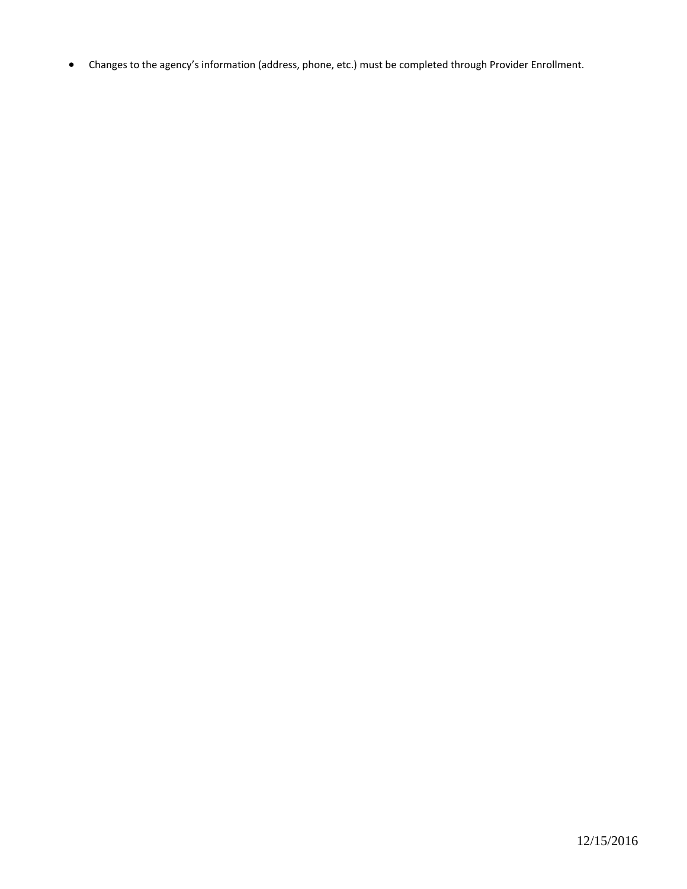- Changes to the agency's information (address, phone, etc.) must be completed through Provider Enrollment.